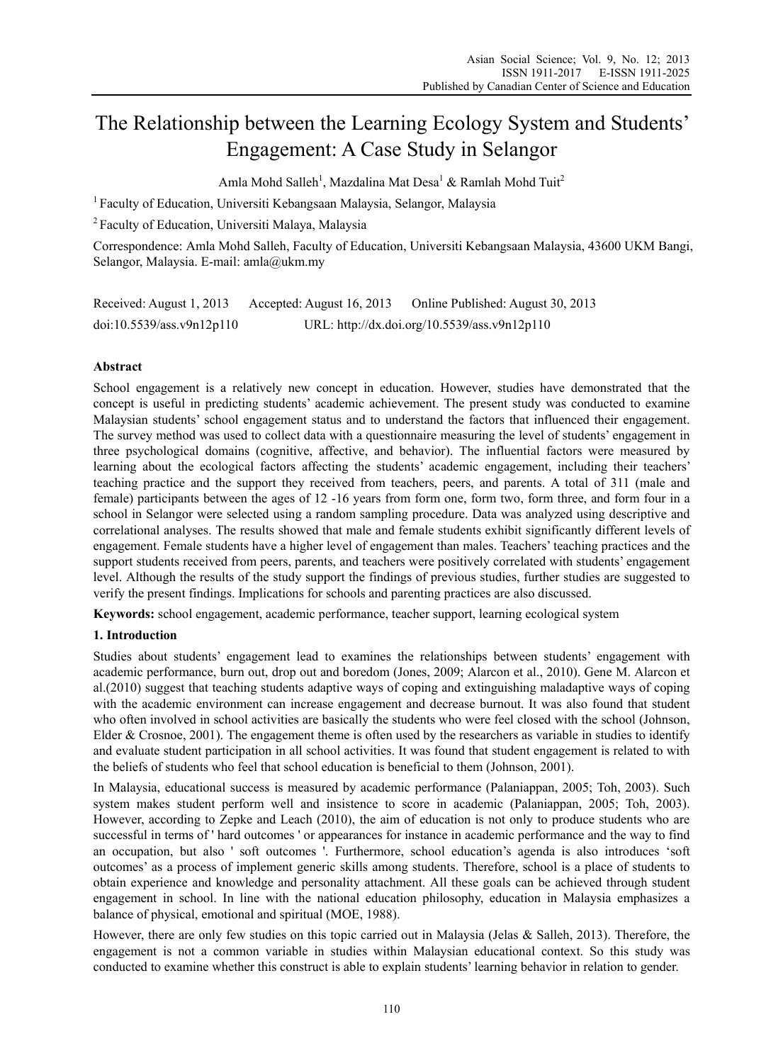# The Relationship between the Learning Ecology System and Students' Engagement: A Case Study in Selangor

Amla Mohd Salleh[1], Mazdalina Mat Desa[1] & Ramlah Mohd Tuit[2]

[1] Faculty of Education, Universiti Kebangsaan Malaysia, Selangor, Malaysia

[2] Faculty of Education, Universiti Malaya, Malaysia

Correspondence: Amla Mohd Salleh, Faculty of Education, Universiti Kebangsaan Malaysia, 43600 UKM Bangi, Selangor, Malaysia. E-mail: amla@ukm.my

Received: August 1, 2013 Accepted: August 16, 2013 Online Published: August 30, 2013

doi:10.5539/ass.v9n12p110 URL: http://dx.doi.org/10.5539/ass.v9n12p110

## Abstract

School engagement is a relatively new concept in education. However, studies have demonstrated that the concept is useful in predicting students' academic achievement. The present study was conducted to examine Malaysian students' school engagement status and to understand the factors that influenced their engagement. The survey method was used to collect data with a questionnaire measuring the level of students' engagement in three psychological domains (cognitive, affective, and behavior). The influential factors were measured by learning about the ecological factors affecting the students' academic engagement, including their teachers' teaching practice and the support they received from teachers, peers, and parents. A total of 311 (male and female) participants between the ages of 12 -16 years from form one, form two, form three, and form four in a school in Selangor were selected using a random sampling procedure. Data was analyzed using descriptive and correlational analyses. The results showed that male and female students exhibit significantly different levels of engagement. Female students have a higher level of engagement than males. Teachers' teaching practices and the support students received from peers, parents, and teachers were positively correlated with students' engagement level. Although the results of the study support the findings of previous studies, further studies are suggested to verify the present findings. Implications for schools and parenting practices are also discussed.

**Keywords:** school engagement, academic performance, teacher support, learning ecological system

## 1. Introduction

Studies about students' engagement lead to examines the relationships between students' engagement with academic performance, burn out, drop out and boredom (Jones, 2009; Alarcon et al., 2010). Gene M. Alarcon et al.(2010) suggest that teaching students adaptive ways of coping and extinguishing maladaptive ways of coping with the academic environment can increase engagement and decrease burnout. It was also found that student who often involved in school activities are basically the students who were feel closed with the school (Johnson, Elder & Crosnoe, 2001). The engagement theme is often used by the researchers as variable in studies to identify and evaluate student participation in all school activities. It was found that student engagement is related to with the beliefs of students who feel that school education is beneficial to them (Johnson, 2001).

In Malaysia, educational success is measured by academic performance (Palaniappan, 2005; Toh, 2003). Such system makes student perform well and insistence to score in academic (Palaniappan, 2005; Toh, 2003). However, according to Zepke and Leach (2010), the aim of education is not only to produce students who are successful in terms of ' hard outcomes ' or appearances for instance in academic performance and the way to find an occupation, but also ' soft outcomes '. Furthermore, school education's agenda is also introduces 'soft outcomes' as a process of implement generic skills among students. Therefore, school is a place of students to obtain experience and knowledge and personality attachment. All these goals can be achieved through student engagement in school. In line with the national education philosophy, education in Malaysia emphasizes a balance of physical, emotional and spiritual (MOE, 1988).

However, there are only few studies on this topic carried out in Malaysia (Jelas & Salleh, 2013). Therefore, the engagement is not a common variable in studies within Malaysian educational context. So this study was conducted to examine whether this construct is able to explain students' learning behavior in relation to gender.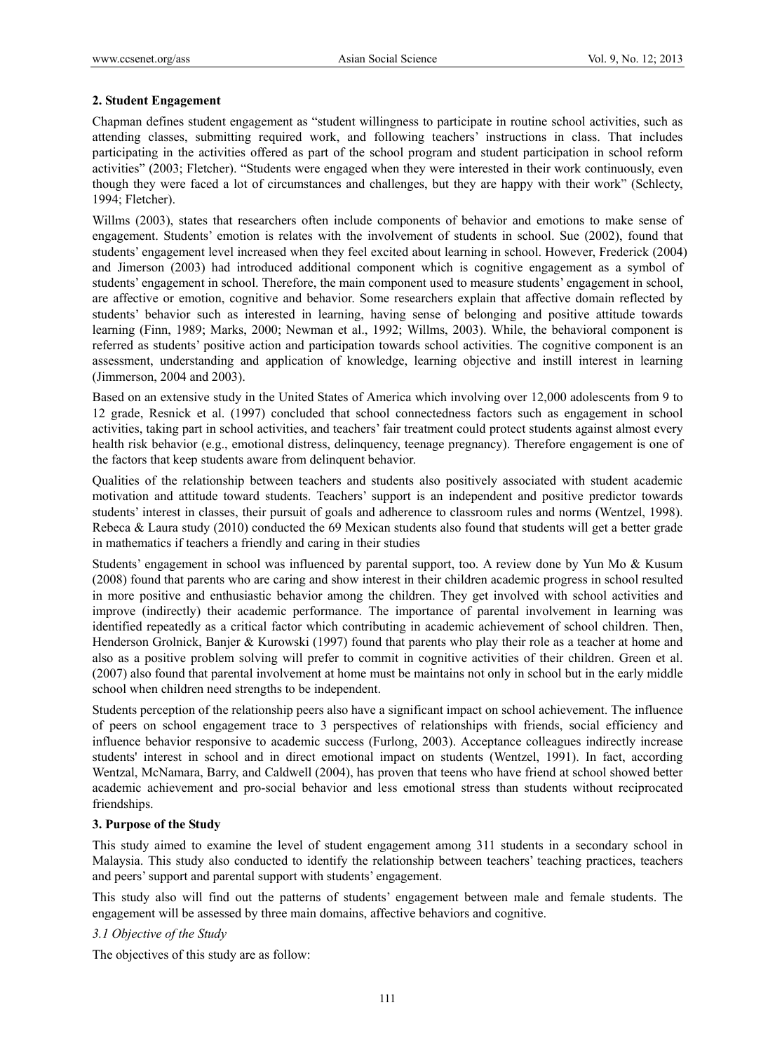## 2. Student Engagement

Chapman defines student engagement as "student willingness to participate in routine school activities, such as attending classes, submitting required work, and following teachers' instructions in class. That includes participating in the activities offered as part of the school program and student participation in school reform activities" (2003; Fletcher). "Students were engaged when they were interested in their work continuously, even though they were faced a lot of circumstances and challenges, but they are happy with their work" (Schlecty, 1994; Fletcher).

Willms (2003), states that researchers often include components of behavior and emotions to make sense of engagement. Students' emotion is relates with the involvement of students in school. Sue (2002), found that students' engagement level increased when they feel excited about learning in school. However, Frederick (2004) and Jimerson (2003) had introduced additional component which is cognitive engagement as a symbol of students' engagement in school. Therefore, the main component used to measure students' engagement in school, are affective or emotion, cognitive and behavior. Some researchers explain that affective domain reflected by students' behavior such as interested in learning, having sense of belonging and positive attitude towards learning (Finn, 1989; Marks, 2000; Newman et al., 1992; Willms, 2003). While, the behavioral component is referred as students' positive action and participation towards school activities. The cognitive component is an assessment, understanding and application of knowledge, learning objective and instill interest in learning (Jimmerson, 2004 and 2003).

Based on an extensive study in the United States of America which involving over 12,000 adolescents from 9 to 12 grade, Resnick et al. (1997) concluded that school connectedness factors such as engagement in school activities, taking part in school activities, and teachers' fair treatment could protect students against almost every health risk behavior (e.g., emotional distress, delinquency, teenage pregnancy). Therefore engagement is one of the factors that keep students aware from delinquent behavior.

Qualities of the relationship between teachers and students also positively associated with student academic motivation and attitude toward students. Teachers' support is an independent and positive predictor towards students' interest in classes, their pursuit of goals and adherence to classroom rules and norms (Wentzel, 1998). Rebeca & Laura study (2010) conducted the 69 Mexican students also found that students will get a better grade in mathematics if teachers a friendly and caring in their studies

Students' engagement in school was influenced by parental support, too. A review done by Yun Mo & Kusum (2008) found that parents who are caring and show interest in their children academic progress in school resulted in more positive and enthusiastic behavior among the children. They get involved with school activities and improve (indirectly) their academic performance. The importance of parental involvement in learning was identified repeatedly as a critical factor which contributing in academic achievement of school children. Then, Henderson Grolnick, Banjer & Kurowski (1997) found that parents who play their role as a teacher at home and also as a positive problem solving will prefer to commit in cognitive activities of their children. Green et al. (2007) also found that parental involvement at home must be maintains not only in school but in the early middle school when children need strengths to be independent.

Students perception of the relationship peers also have a significant impact on school achievement. The influence of peers on school engagement trace to 3 perspectives of relationships with friends, social efficiency and influence behavior responsive to academic success (Furlong, 2003). Acceptance colleagues indirectly increase students' interest in school and in direct emotional impact on students (Wentzel, 1991). In fact, according Wentzal, McNamara, Barry, and Caldwell (2004), has proven that teens who have friend at school showed better academic achievement and pro-social behavior and less emotional stress than students without reciprocated friendships.

## 3. Purpose of the Study

This study aimed to examine the level of student engagement among 311 students in a secondary school in Malaysia. This study also conducted to identify the relationship between teachers' teaching practices, teachers and peers' support and parental support with students' engagement.

This study also will find out the patterns of students' engagement between male and female students. The engagement will be assessed by three main domains, affective behaviors and cognitive.

### *3.1 Objective of the Study*

The objectives of this study are as follow: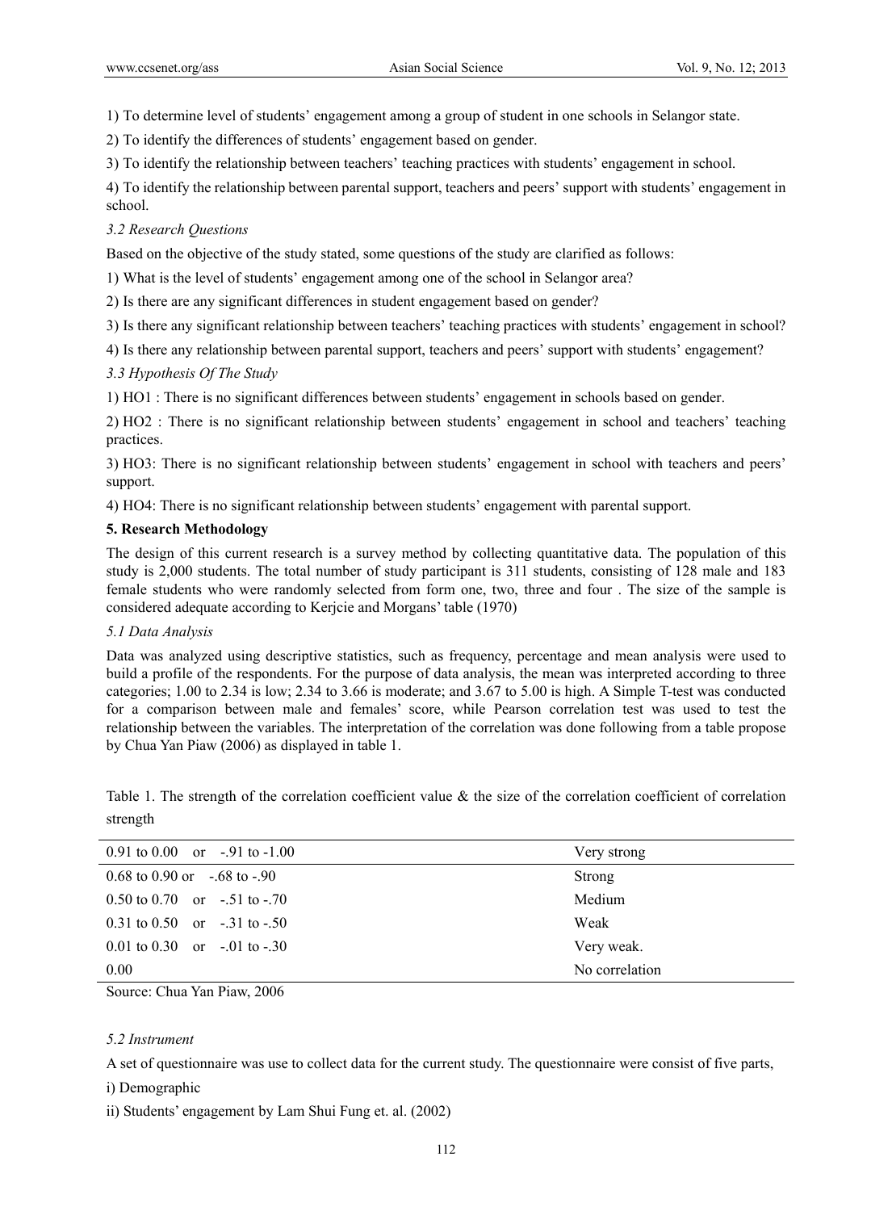1) To determine level of students' engagement among a group of student in one schools in Selangor state.

2) To identify the differences of students' engagement based on gender.

3) To identify the relationship between teachers' teaching practices with students' engagement in school.

4) To identify the relationship between parental support, teachers and peers' support with students' engagement in school.

### *3.2 Research Questions*

Based on the objective of the study stated, some questions of the study are clarified as follows:

1) What is the level of students' engagement among one of the school in Selangor area?

2) Is there are any significant differences in student engagement based on gender?

3) Is there any significant relationship between teachers' teaching practices with students' engagement in school?

4) Is there any relationship between parental support, teachers and peers' support with students' engagement?

### *3.3 Hypothesis Of The Study*

1) HO1 : There is no significant differences between students' engagement in schools based on gender.

2) HO2 : There is no significant relationship between students' engagement in school and teachers' teaching practices.

3) HO3: There is no significant relationship between students' engagement in school with teachers and peers' support.

4) HO4: There is no significant relationship between students' engagement with parental support.

## **5. Research Methodology**

The design of this current research is a survey method by collecting quantitative data. The population of this study is 2,000 students. The total number of study participant is 311 students, consisting of 128 male and 183 female students who were randomly selected from form one, two, three and four . The size of the sample is considered adequate according to Kerjcie and Morgans' table (1970)

### *5.1 Data Analysis*

Data was analyzed using descriptive statistics, such as frequency, percentage and mean analysis were used to build a profile of the respondents. For the purpose of data analysis, the mean was interpreted according to three categories; 1.00 to 2.34 is low; 2.34 to 3.66 is moderate; and 3.67 to 5.00 is high. A Simple T-test was conducted for a comparison between male and females' score, while Pearson correlation test was used to test the relationship between the variables. The interpretation of the correlation was done following from a table propose by Chua Yan Piaw (2006) as displayed in table 1.

Table 1. The strength of the correlation coefficient value & the size of the correlation coefficient of correlation strength

| | |
|---|---|
| 0.91 to 0.00 or -.91 to -1.00 | Very strong |
| 0.68 to 0.90 or -.68 to -.90 | Strong |
| 0.50 to 0.70 or -.51 to -.70 | Medium |
| 0.31 to 0.50 or -.31 to -.50 | Weak |
| 0.01 to 0.30 or -.01 to -.30 | Very weak. |
| 0.00 | No correlation |

Source: Chua Yan Piaw, 2006

### *5.2 Instrument*

A set of questionnaire was use to collect data for the current study. The questionnaire were consist of five parts,

i) Demographic

ii) Students' engagement by Lam Shui Fung et. al. (2002)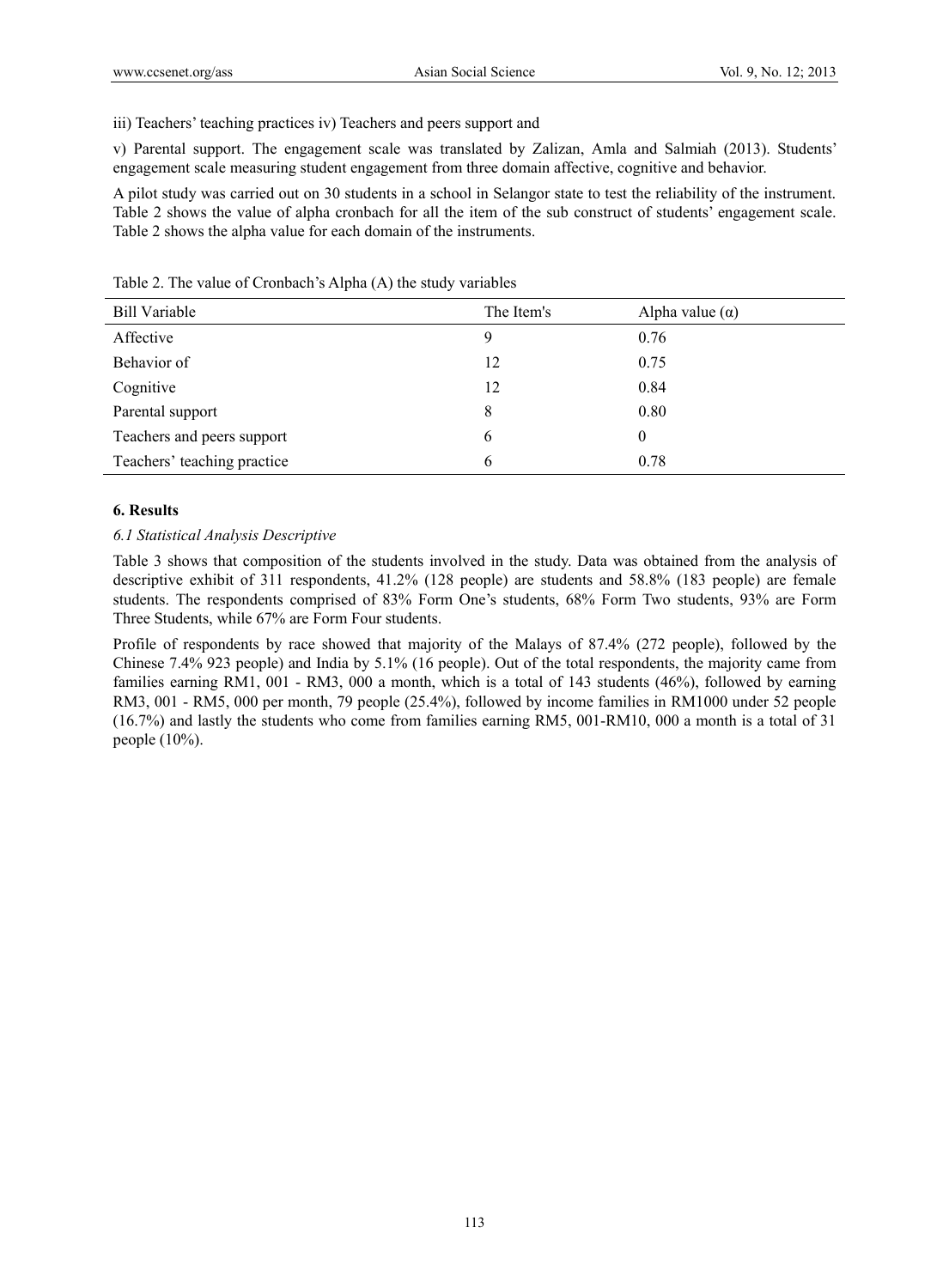iii) Teachers' teaching practices iv) Teachers and peers support and

v) Parental support. The engagement scale was translated by Zalizan, Amla and Salmiah (2013). Students' engagement scale measuring student engagement from three domain affective, cognitive and behavior.

A pilot study was carried out on 30 students in a school in Selangor state to test the reliability of the instrument. Table 2 shows the value of alpha cronbach for all the item of the sub construct of students' engagement scale. Table 2 shows the alpha value for each domain of the instruments.

Table 2. The value of Cronbach's Alpha (A) the study variables

| Bill Variable | The Item's | Alpha value (α) |
|---|---|---|
| Affective | 9 | 0.76 |
| Behavior of | 12 | 0.75 |
| Cognitive | 12 | 0.84 |
| Parental support | 8 | 0.80 |
| Teachers and peers support | 6 | 0 |
| Teachers' teaching practice | 6 | 0.78 |

## 6. Results

### *6.1 Statistical Analysis Descriptive*

Table 3 shows that composition of the students involved in the study. Data was obtained from the analysis of descriptive exhibit of 311 respondents, 41.2% (128 people) are students and 58.8% (183 people) are female students. The respondents comprised of 83% Form One's students, 68% Form Two students, 93% are Form Three Students, while 67% are Form Four students.

Profile of respondents by race showed that majority of the Malays of 87.4% (272 people), followed by the Chinese 7.4% 923 people) and India by 5.1% (16 people). Out of the total respondents, the majority came from families earning RM1, 001 - RM3, 000 a month, which is a total of 143 students (46%), followed by earning RM3, 001 - RM5, 000 per month, 79 people (25.4%), followed by income families in RM1000 under 52 people (16.7%) and lastly the students who come from families earning RM5, 001-RM10, 000 a month is a total of 31 people (10%).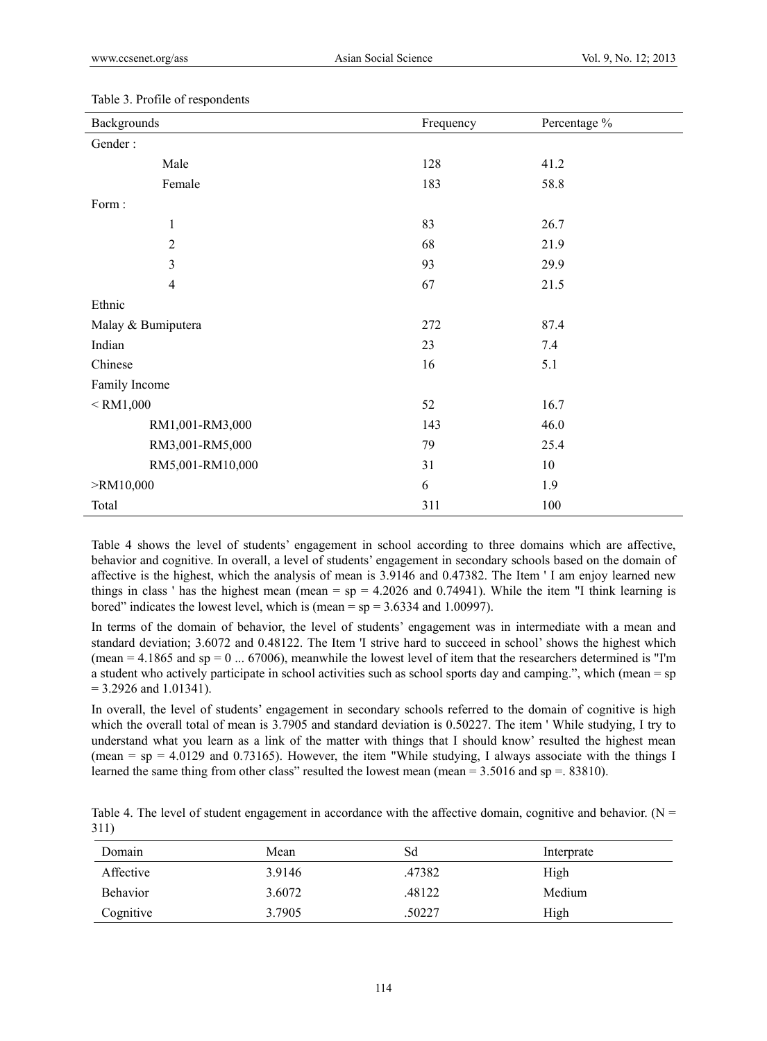Table 3. Profile of respondents

| Backgrounds | Frequency | Percentage % |
|---|---|---|
| Gender : | | |
| Male | 128 | 41.2 |
| Female | 183 | 58.8 |
| Form : | | |
| 1 | 83 | 26.7 |
| 2 | 68 | 21.9 |
| 3 | 93 | 29.9 |
| 4 | 67 | 21.5 |
| Ethnic | | |
| Malay & Bumiputera | 272 | 87.4 |
| Indian | 23 | 7.4 |
| Chinese | 16 | 5.1 |
| Family Income | | |
| < RM1,000 | 52 | 16.7 |
| RM1,001-RM3,000 | 143 | 46.0 |
| RM3,001-RM5,000 | 79 | 25.4 |
| RM5,001-RM10,000 | 31 | 10 |
| >RM10,000 | 6 | 1.9 |
| Total | 311 | 100 |

Table 4 shows the level of students' engagement in school according to three domains which are affective, behavior and cognitive. In overall, a level of students' engagement in secondary schools based on the domain of affective is the highest, which the analysis of mean is 3.9146 and 0.47382. The Item ' I am enjoy learned new things in class ' has the highest mean (mean = sp = 4.2026 and 0.74941). While the item "I think learning is bored" indicates the lowest level, which is (mean = sp = 3.6334 and 1.00997).

In terms of the domain of behavior, the level of students' engagement was in intermediate with a mean and standard deviation; 3.6072 and 0.48122. The Item 'I strive hard to succeed in school' shows the highest which (mean = 4.1865 and sp = 0 ... 67006), meanwhile the lowest level of item that the researchers determined is "I'm a student who actively participate in school activities such as school sports day and camping.", which (mean = sp = 3.2926 and 1.01341).

In overall, the level of students' engagement in secondary schools referred to the domain of cognitive is high which the overall total of mean is 3.7905 and standard deviation is 0.50227. The item ' While studying, I try to understand what you learn as a link of the matter with things that I should know' resulted the highest mean (mean = sp = 4.0129 and 0.73165). However, the item "While studying, I always associate with the things I learned the same thing from other class" resulted the lowest mean (mean = 3.5016 and sp =. 83810).

Table 4. The level of student engagement in accordance with the affective domain, cognitive and behavior. (N = 311)

| Domain | Mean | Sd | Interprate |
|---|---|---|---|
| Affective | 3.9146 | .47382 | High |
| Behavior | 3.6072 | .48122 | Medium |
| Cognitive | 3.7905 | .50227 | High |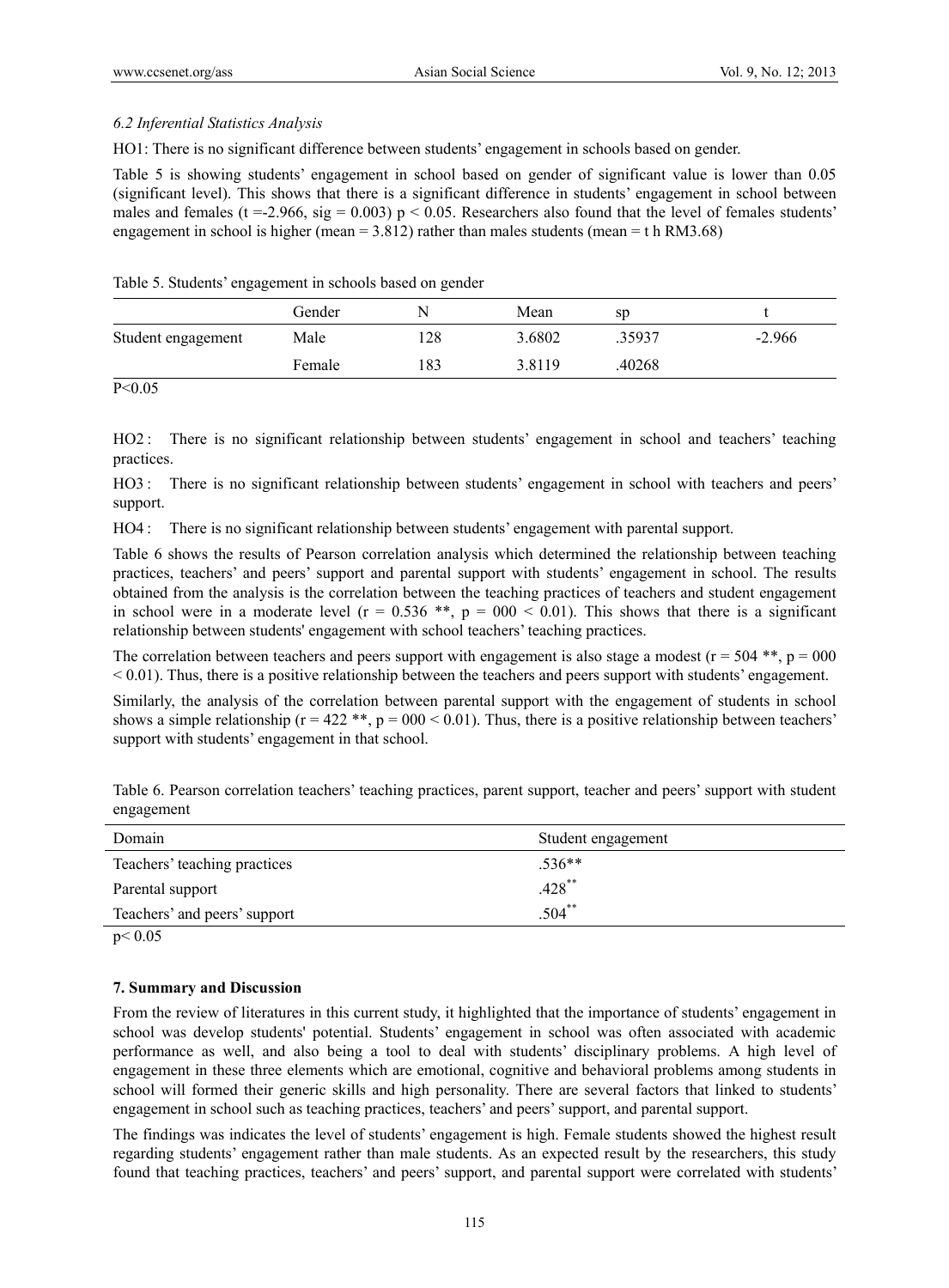### *6.2 Inferential Statistics Analysis*

HO1: There is no significant difference between students' engagement in schools based on gender.

Table 5 is showing students' engagement in school based on gender of significant value is lower than 0.05 (significant level). This shows that there is a significant difference in students' engagement in school between males and females ($t = -2.966$, $sig = 0.003$) $p < 0.05$. Researchers also found that the level of females students' engagement in school is higher (mean = 3.812) rather than males students (mean = t h RM3.68)

Table 5. Students' engagement in schools based on gender

| | Gender | N | Mean | sp | t |
|---|---|---|---|---|---|
| Student engagement | Male | 128 | 3.6802 | .35937 | -2.966 |
| | Female | 183 | 3.8119 | .40268 | |

$P<0.05$

HO2 : There is no significant relationship between students' engagement in school and teachers' teaching practices.

HO3 : There is no significant relationship between students' engagement in school with teachers and peers' support.

HO4 : There is no significant relationship between students' engagement with parental support.

Table 6 shows the results of Pearson correlation analysis which determined the relationship between teaching practices, teachers' and peers' support and parental support with students' engagement in school. The results obtained from the analysis is the correlation between the teaching practices of teachers and student engagement in school were in a moderate level ($r = 0.536$ \*\*, $p = 000 < 0.01$). This shows that there is a significant relationship between students' engagement with school teachers' teaching practices.

The correlation between teachers and peers support with engagement is also stage a modest ($r = 504$ \*\*, $p = 000 < 0.01$). Thus, there is a positive relationship between the teachers and peers support with students' engagement.

Similarly, the analysis of the correlation between parental support with the engagement of students in school shows a simple relationship ($r = 422$ \*\*, $p = 000 < 0.01$). Thus, there is a positive relationship between teachers' support with students' engagement in that school.

Table 6. Pearson correlation teachers' teaching practices, parent support, teacher and peers' support with student engagement

| Domain | Student engagement |
|---|---|
| Teachers' teaching practices | .536** |
| Parental support | .428** |
| Teachers' and peers' support | .504** |

$p< 0.05$

## 7. Summary and Discussion

From the review of literatures in this current study, it highlighted that the importance of students' engagement in school was develop students' potential. Students' engagement in school was often associated with academic performance as well, and also being a tool to deal with students' disciplinary problems. A high level of engagement in these three elements which are emotional, cognitive and behavioral problems among students in school will formed their generic skills and high personality. There are several factors that linked to students' engagement in school such as teaching practices, teachers' and peers' support, and parental support.

The findings was indicates the level of students' engagement is high. Female students showed the highest result regarding students' engagement rather than male students. As an expected result by the researchers, this study found that teaching practices, teachers' and peers' support, and parental support were correlated with students'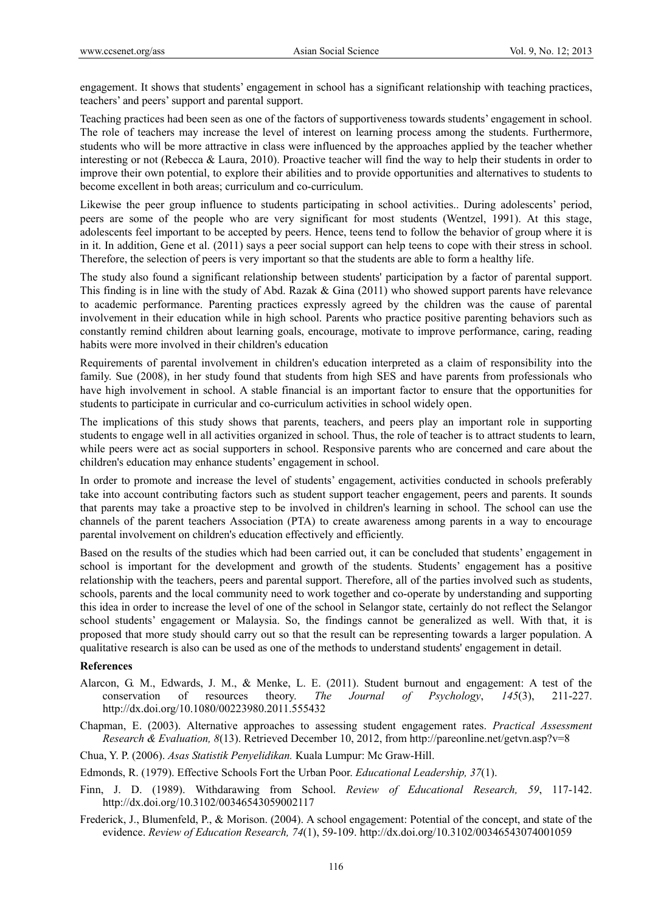engagement. It shows that students' engagement in school has a significant relationship with teaching practices, teachers' and peers' support and parental support.

Teaching practices had been seen as one of the factors of supportiveness towards students' engagement in school. The role of teachers may increase the level of interest on learning process among the students. Furthermore, students who will be more attractive in class were influenced by the approaches applied by the teacher whether interesting or not (Rebecca & Laura, 2010). Proactive teacher will find the way to help their students in order to improve their own potential, to explore their abilities and to provide opportunities and alternatives to students to become excellent in both areas; curriculum and co-curriculum.

Likewise the peer group influence to students participating in school activities.. During adolescents' period, peers are some of the people who are very significant for most students (Wentzel, 1991). At this stage, adolescents feel important to be accepted by peers. Hence, teens tend to follow the behavior of group where it is in it. In addition, Gene et al. (2011) says a peer social support can help teens to cope with their stress in school. Therefore, the selection of peers is very important so that the students are able to form a healthy life.

The study also found a significant relationship between students' participation by a factor of parental support. This finding is in line with the study of Abd. Razak & Gina (2011) who showed support parents have relevance to academic performance. Parenting practices expressly agreed by the children was the cause of parental involvement in their education while in high school. Parents who practice positive parenting behaviors such as constantly remind children about learning goals, encourage, motivate to improve performance, caring, reading habits were more involved in their children's education

Requirements of parental involvement in children's education interpreted as a claim of responsibility into the family. Sue (2008), in her study found that students from high SES and have parents from professionals who have high involvement in school. A stable financial is an important factor to ensure that the opportunities for students to participate in curricular and co-curriculum activities in school widely open.

The implications of this study shows that parents, teachers, and peers play an important role in supporting students to engage well in all activities organized in school. Thus, the role of teacher is to attract students to learn, while peers were act as social supporters in school. Responsive parents who are concerned and care about the children's education may enhance students' engagement in school.

In order to promote and increase the level of students' engagement, activities conducted in schools preferably take into account contributing factors such as student support teacher engagement, peers and parents. It sounds that parents may take a proactive step to be involved in children's learning in school. The school can use the channels of the parent teachers Association (PTA) to create awareness among parents in a way to encourage parental involvement on children's education effectively and efficiently.

Based on the results of the studies which had been carried out, it can be concluded that students' engagement in school is important for the development and growth of the students. Students' engagement has a positive relationship with the teachers, peers and parental support. Therefore, all of the parties involved such as students, schools, parents and the local community need to work together and co-operate by understanding and supporting this idea in order to increase the level of one of the school in Selangor state, certainly do not reflect the Selangor school students' engagement or Malaysia. So, the findings cannot be generalized as well. With that, it is proposed that more study should carry out so that the result can be representing towards a larger population. A qualitative research is also can be used as one of the methods to understand students' engagement in detail.

## References

Alarcon, G. M., Edwards, J. M., & Menke, L. E. (2011). Student burnout and engagement: A test of the conservation of resources theory. *The Journal of Psychology*, *145*(3), 211-227. http://dx.doi.org/10.1080/00223980.2011.555432

Chapman, E. (2003). Alternative approaches to assessing student engagement rates. *Practical Assessment Research & Evaluation, 8*(13). Retrieved December 10, 2012, from http://pareonline.net/getvn.asp?v=8

Chua, Y. P. (2006). *Asas Statistik Penyelidikan.* Kuala Lumpur: Mc Graw-Hill.

Edmonds, R. (1979). Effective Schools Fort the Urban Poor. *Educational Leadership, 37*(1).

Finn, J. D. (1989). Withdarawing from School. *Review of Educational Research, 59*, 117-142. http://dx.doi.org/10.3102/00346543059002117

Frederick, J., Blumenfeld, P., & Morison. (2004). A school engagement: Potential of the concept, and state of the evidence. *Review of Education Research, 74*(1), 59-109. http://dx.doi.org/10.3102/00346543074001059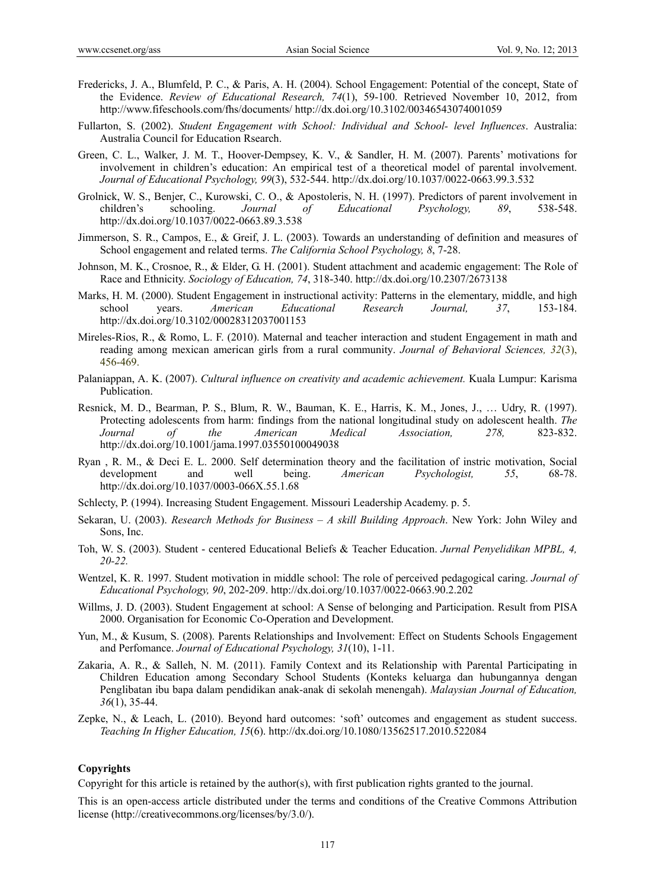Fredericks, J. A., Blumfeld, P. C., & Paris, A. H. (2004). School Engagement: Potential of the concept, State of the Evidence. *Review of Educational Research, 74*(1), 59-100. Retrieved November 10, 2012, from http://www.fifeschools.com/fhs/documents/ http://dx.doi.org/10.3102/00346543074001059

Fullarton, S. (2002). *Student Engagement with School: Individual and School- level Influences*. Australia: Australia Council for Education Rsearch.

Green, C. L., Walker, J. M. T., Hoover-Dempsey, K. V., & Sandler, H. M. (2007). Parents' motivations for involvement in children's education: An empirical test of a theoretical model of parental involvement. *Journal of Educational Psychology, 99*(3), 532-544. http://dx.doi.org/10.1037/0022-0663.99.3.532

Grolnick, W. S., Benjer, C., Kurowski, C. O., & Apostoleris, N. H. (1997). Predictors of parent involvement in children's schooling. *Journal of Educational Psychology, 89*, 538-548. http://dx.doi.org/10.1037/0022-0663.89.3.538

Jimmerson, S. R., Campos, E., & Greif, J. L. (2003). Towards an understanding of definition and measures of School engagement and related terms. *The California School Psychology, 8*, 7-28.

Johnson, M. K., Crosnoe, R., & Elder, G. H. (2001). Student attachment and academic engagement: The Role of Race and Ethnicity. *Sociology of Education, 74*, 318-340. http://dx.doi.org/10.2307/2673138

Marks, H. M. (2000). Student Engagement in instructional activity: Patterns in the elementary, middle, and high school years. *American Educational Research Journal, 37*, 153-184. http://dx.doi.org/10.3102/00028312037001153

Mireles-Rios, R., & Romo, L. F. (2010). Maternal and teacher interaction and student Engagement in math and reading among mexican american girls from a rural community. *Journal of Behavioral Sciences, 32*(3), 456-469.

Palaniappan, A. K. (2007). *Cultural influence on creativity and academic achievement.* Kuala Lumpur: Karisma Publication.

Resnick, M. D., Bearman, P. S., Blum, R. W., Bauman, K. E., Harris, K. M., Jones, J., … Udry, R. (1997). Protecting adolescents from harm: findings from the national longitudinal study on adolescent health. *The Journal of the American Medical Association, 278,* 823-832. http://dx.doi.org/10.1001/jama.1997.03550100049038

Ryan , R. M., & Deci E. L. 2000. Self determination theory and the facilitation of instric motivation, Social development and well being. *American Psychologist, 55*, 68-78. http://dx.doi.org/10.1037/0003-066X.55.1.68

Schlecty, P. (1994). Increasing Student Engagement. Missouri Leadership Academy. p. 5.

Sekaran, U. (2003). *Research Methods for Business – A skill Building Approach*. New York: John Wiley and Sons, Inc.

Toh, W. S. (2003). Student - centered Educational Beliefs & Teacher Education. *Jurnal Penyelidikan MPBL, 4, 20-22.*

Wentzel, K. R. 1997. Student motivation in middle school: The role of perceived pedagogical caring. *Journal of Educational Psychology, 90*, 202-209. http://dx.doi.org/10.1037/0022-0663.90.2.202

Willms, J. D. (2003). Student Engagement at school: A Sense of belonging and Participation. Result from PISA 2000. Organisation for Economic Co-Operation and Development.

Yun, M., & Kusum, S. (2008). Parents Relationships and Involvement: Effect on Students Schools Engagement and Perfomance. *Journal of Educational Psychology, 31*(10), 1-11.

Zakaria, A. R., & Salleh, N. M. (2011). Family Context and its Relationship with Parental Participating in Children Education among Secondary School Students (Konteks keluarga dan hubungannya dengan Penglibatan ibu bapa dalam pendidikan anak-anak di sekolah menengah). *Malaysian Journal of Education, 36*(1), 35-44.

Zepke, N., & Leach, L. (2010). Beyond hard outcomes: 'soft' outcomes and engagement as student success. *Teaching In Higher Education, 15*(6). http://dx.doi.org/10.1080/13562517.2010.522084

**Copyrights**

Copyright for this article is retained by the author(s), with first publication rights granted to the journal.

This is an open-access article distributed under the terms and conditions of the Creative Commons Attribution license (http://creativecommons.org/licenses/by/3.0/).